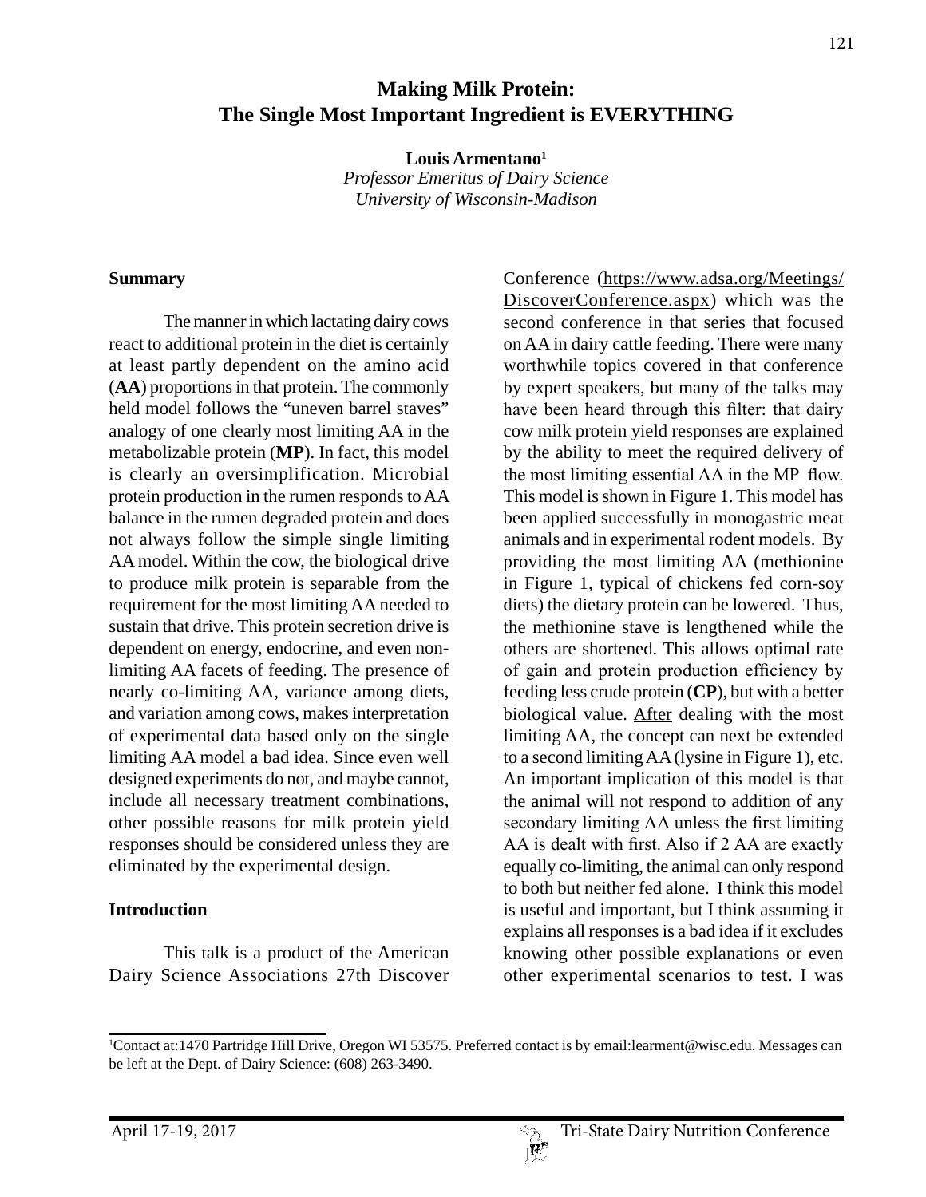# Making Milk Protein: The Single Most Important Ingredient is EVERYTHING

**Louis Armentano**[1]
*Professor Emeritus of Dairy Science*
*University of Wisconsin-Madison*

## Summary

The manner in which lactating dairy cows react to additional protein in the diet is certainly at least partly dependent on the amino acid (**AA**) proportions in that protein. The commonly held model follows the "uneven barrel staves" analogy of one clearly most limiting AA in the metabolizable protein (**MP**). In fact, this model is clearly an oversimplification. Microbial protein production in the rumen responds to AA balance in the rumen degraded protein and does not always follow the simple single limiting AA model. Within the cow, the biological drive to produce milk protein is separable from the requirement for the most limiting AA needed to sustain that drive. This protein secretion drive is dependent on energy, endocrine, and even non-limiting AA facets of feeding. The presence of nearly co-limiting AA, variance among diets, and variation among cows, makes interpretation of experimental data based only on the single limiting AA model a bad idea. Since even well designed experiments do not, and maybe cannot, include all necessary treatment combinations, other possible reasons for milk protein yield responses should be considered unless they are eliminated by the experimental design.

## Introduction

This talk is a product of the American Dairy Science Associations 27th Discover Conference (https://www.adsa.org/Meetings/DiscoverConference.aspx) which was the second conference in that series that focused on AA in dairy cattle feeding. There were many worthwhile topics covered in that conference by expert speakers, but many of the talks may have been heard through this filter: that dairy cow milk protein yield responses are explained by the ability to meet the required delivery of the most limiting essential AA in the MP flow. This model is shown in Figure 1. This model has been applied successfully in monogastric meat animals and in experimental rodent models. By providing the most limiting AA (methionine in Figure 1, typical of chickens fed corn-soy diets) the dietary protein can be lowered. Thus, the methionine stave is lengthened while the others are shortened. This allows optimal rate of gain and protein production efficiency by feeding less crude protein (**CP**), but with a better biological value. After dealing with the most limiting AA, the concept can next be extended to a second limiting AA (lysine in Figure 1), etc. An important implication of this model is that the animal will not respond to addition of any secondary limiting AA unless the first limiting AA is dealt with first. Also if 2 AA are exactly equally co-limiting, the animal can only respond to both but neither fed alone. I think this model is useful and important, but I think assuming it explains all responses is a bad idea if it excludes knowing other possible explanations or even other experimental scenarios to test. I was

[1]Contact at:1470 Partridge Hill Drive, Oregon WI 53575. Preferred contact is by email:learment@wisc.edu. Messages can be left at the Dept. of Dairy Science: (608) 263-3490.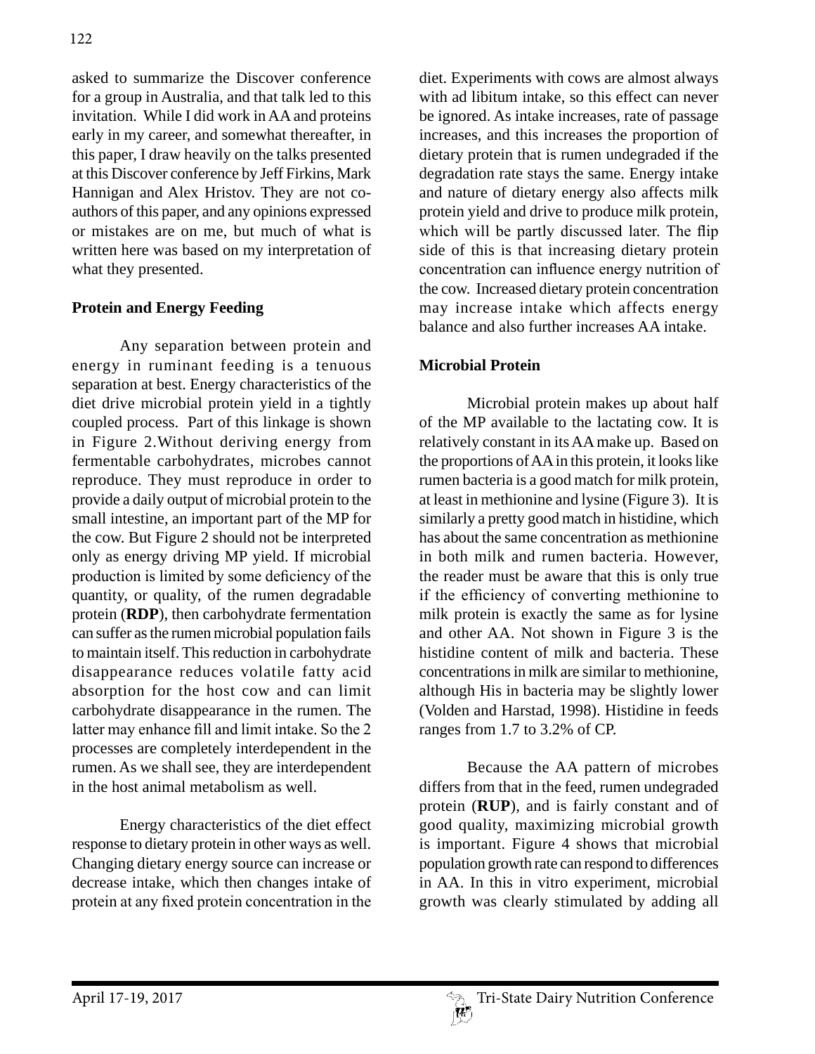asked to summarize the Discover conference for a group in Australia, and that talk led to this invitation. While I did work in AA and proteins early in my career, and somewhat thereafter, in this paper, I draw heavily on the talks presented at this Discover conference by Jeff Firkins, Mark Hannigan and Alex Hristov. They are not co-authors of this paper, and any opinions expressed or mistakes are on me, but much of what is written here was based on my interpretation of what they presented.

## Protein and Energy Feeding

Any separation between protein and energy in ruminant feeding is a tenuous separation at best. Energy characteristics of the diet drive microbial protein yield in a tightly coupled process. Part of this linkage is shown in Figure 2.Without deriving energy from fermentable carbohydrates, microbes cannot reproduce. They must reproduce in order to provide a daily output of microbial protein to the small intestine, an important part of the MP for the cow. But Figure 2 should not be interpreted only as energy driving MP yield. If microbial production is limited by some deficiency of the quantity, or quality, of the rumen degradable protein (**RDP**), then carbohydrate fermentation can suffer as the rumen microbial population fails to maintain itself. This reduction in carbohydrate disappearance reduces volatile fatty acid absorption for the host cow and can limit carbohydrate disappearance in the rumen. The latter may enhance fill and limit intake. So the 2 processes are completely interdependent in the rumen. As we shall see, they are interdependent in the host animal metabolism as well.

Energy characteristics of the diet effect response to dietary protein in other ways as well. Changing dietary energy source can increase or decrease intake, which then changes intake of protein at any fixed protein concentration in the diet. Experiments with cows are almost always with ad libitum intake, so this effect can never be ignored. As intake increases, rate of passage increases, and this increases the proportion of dietary protein that is rumen undegraded if the degradation rate stays the same. Energy intake and nature of dietary energy also affects milk protein yield and drive to produce milk protein, which will be partly discussed later. The flip side of this is that increasing dietary protein concentration can influence energy nutrition of the cow. Increased dietary protein concentration may increase intake which affects energy balance and also further increases AA intake.

## Microbial Protein

Microbial protein makes up about half of the MP available to the lactating cow. It is relatively constant in its AA make up. Based on the proportions of AA in this protein, it looks like rumen bacteria is a good match for milk protein, at least in methionine and lysine (Figure 3). It is similarly a pretty good match in histidine, which has about the same concentration as methionine in both milk and rumen bacteria. However, the reader must be aware that this is only true if the efficiency of converting methionine to milk protein is exactly the same as for lysine and other AA. Not shown in Figure 3 is the histidine content of milk and bacteria. These concentrations in milk are similar to methionine, although His in bacteria may be slightly lower (Volden and Harstad, 1998). Histidine in feeds ranges from 1.7 to 3.2% of CP.

Because the AA pattern of microbes differs from that in the feed, rumen undegraded protein (**RUP**), and is fairly constant and of good quality, maximizing microbial growth is important. Figure 4 shows that microbial population growth rate can respond to differences in AA. In this in vitro experiment, microbial growth was clearly stimulated by adding all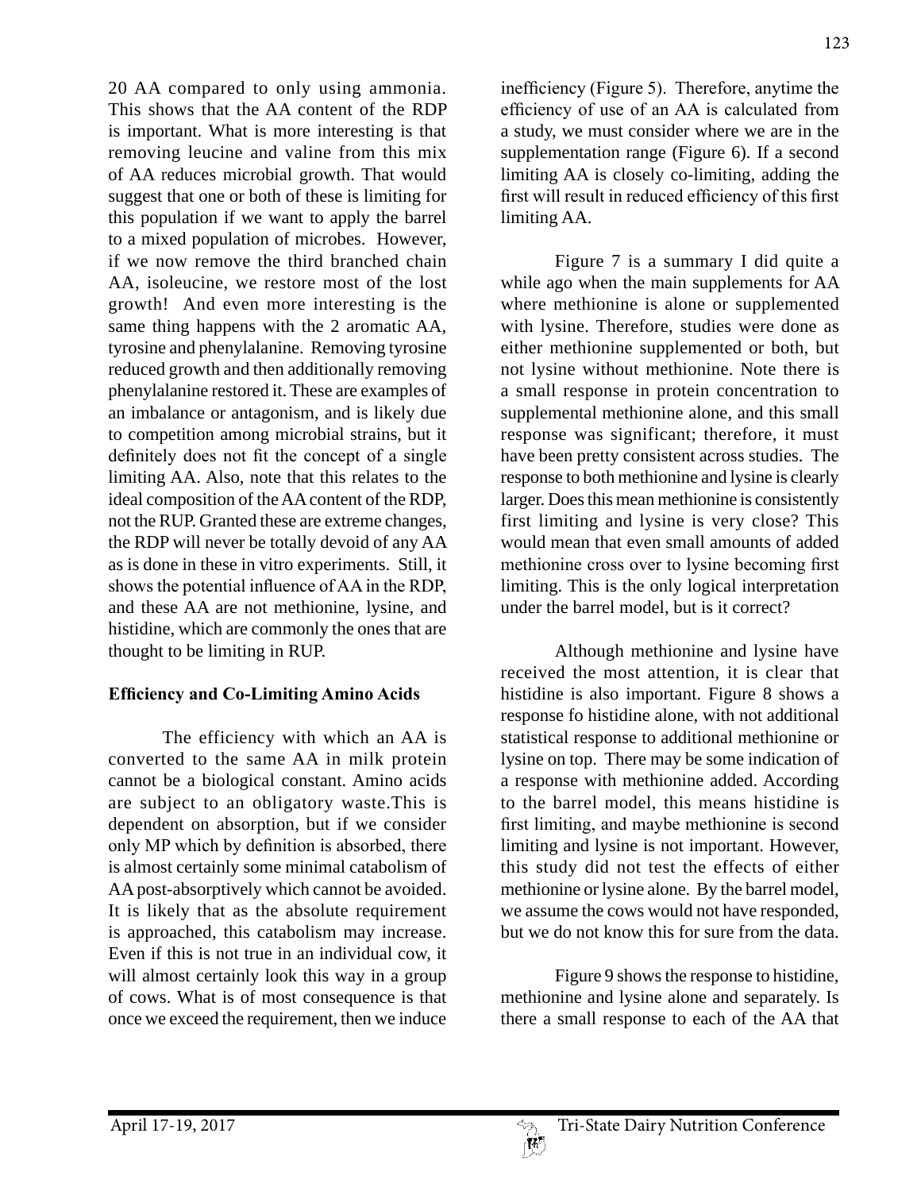20 AA compared to only using ammonia. This shows that the AA content of the RDP is important. What is more interesting is that removing leucine and valine from this mix of AA reduces microbial growth. That would suggest that one or both of these is limiting for this population if we want to apply the barrel to a mixed population of microbes. However, if we now remove the third branched chain AA, isoleucine, we restore most of the lost growth! And even more interesting is the same thing happens with the 2 aromatic AA, tyrosine and phenylalanine. Removing tyrosine reduced growth and then additionally removing phenylalanine restored it. These are examples of an imbalance or antagonism, and is likely due to competition among microbial strains, but it definitely does not fit the concept of a single limiting AA. Also, note that this relates to the ideal composition of the AA content of the RDP, not the RUP. Granted these are extreme changes, the RDP will never be totally devoid of any AA as is done in these in vitro experiments. Still, it shows the potential influence of AA in the RDP, and these AA are not methionine, lysine, and histidine, which are commonly the ones that are thought to be limiting in RUP.

## Efficiency and Co-Limiting Amino Acids

The efficiency with which an AA is converted to the same AA in milk protein cannot be a biological constant. Amino acids are subject to an obligatory waste.This is dependent on absorption, but if we consider only MP which by definition is absorbed, there is almost certainly some minimal catabolism of AA post-absorptively which cannot be avoided. It is likely that as the absolute requirement is approached, this catabolism may increase. Even if this is not true in an individual cow, it will almost certainly look this way in a group of cows. What is of most consequence is that once we exceed the requirement, then we induce inefficiency (Figure 5). Therefore, anytime the efficiency of use of an AA is calculated from a study, we must consider where we are in the supplementation range (Figure 6). If a second limiting AA is closely co-limiting, adding the first will result in reduced efficiency of this first limiting AA.

Figure 7 is a summary I did quite a while ago when the main supplements for AA where methionine is alone or supplemented with lysine. Therefore, studies were done as either methionine supplemented or both, but not lysine without methionine. Note there is a small response in protein concentration to supplemental methionine alone, and this small response was significant; therefore, it must have been pretty consistent across studies. The response to both methionine and lysine is clearly larger. Does this mean methionine is consistently first limiting and lysine is very close? This would mean that even small amounts of added methionine cross over to lysine becoming first limiting. This is the only logical interpretation under the barrel model, but is it correct?

Although methionine and lysine have received the most attention, it is clear that histidine is also important. Figure 8 shows a response fo histidine alone, with not additional statistical response to additional methionine or lysine on top. There may be some indication of a response with methionine added. According to the barrel model, this means histidine is first limiting, and maybe methionine is second limiting and lysine is not important. However, this study did not test the effects of either methionine or lysine alone. By the barrel model, we assume the cows would not have responded, but we do not know this for sure from the data.

Figure 9 shows the response to histidine, methionine and lysine alone and separately. Is there a small response to each of the AA that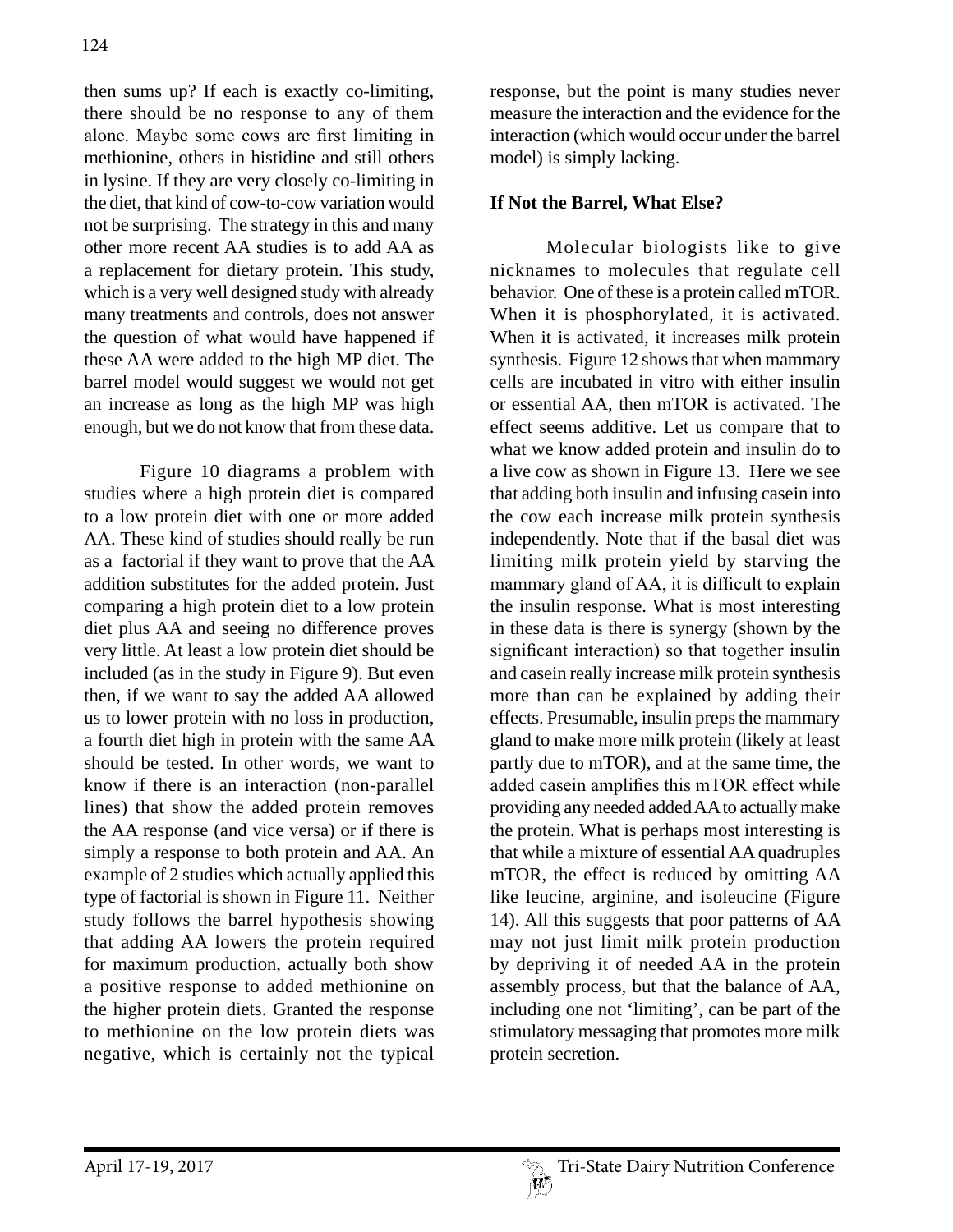then sums up? If each is exactly co-limiting, there should be no response to any of them alone. Maybe some cows are first limiting in methionine, others in histidine and still others in lysine. If they are very closely co-limiting in the diet, that kind of cow-to-cow variation would not be surprising. The strategy in this and many other more recent AA studies is to add AA as a replacement for dietary protein. This study, which is a very well designed study with already many treatments and controls, does not answer the question of what would have happened if these AA were added to the high MP diet. The barrel model would suggest we would not get an increase as long as the high MP was high enough, but we do not know that from these data.

Figure 10 diagrams a problem with studies where a high protein diet is compared to a low protein diet with one or more added AA. These kind of studies should really be run as a factorial if they want to prove that the AA addition substitutes for the added protein. Just comparing a high protein diet to a low protein diet plus AA and seeing no difference proves very little. At least a low protein diet should be included (as in the study in Figure 9). But even then, if we want to say the added AA allowed us to lower protein with no loss in production, a fourth diet high in protein with the same AA should be tested. In other words, we want to know if there is an interaction (non-parallel lines) that show the added protein removes the AA response (and vice versa) or if there is simply a response to both protein and AA. An example of 2 studies which actually applied this type of factorial is shown in Figure 11. Neither study follows the barrel hypothesis showing that adding AA lowers the protein required for maximum production, actually both show a positive response to added methionine on the higher protein diets. Granted the response to methionine on the low protein diets was negative, which is certainly not the typical response, but the point is many studies never measure the interaction and the evidence for the interaction (which would occur under the barrel model) is simply lacking.

## If Not the Barrel, What Else?

Molecular biologists like to give nicknames to molecules that regulate cell behavior. One of these is a protein called mTOR. When it is phosphorylated, it is activated. When it is activated, it increases milk protein synthesis. Figure 12 shows that when mammary cells are incubated in vitro with either insulin or essential AA, then mTOR is activated. The effect seems additive. Let us compare that to what we know added protein and insulin do to a live cow as shown in Figure 13. Here we see that adding both insulin and infusing casein into the cow each increase milk protein synthesis independently. Note that if the basal diet was limiting milk protein yield by starving the mammary gland of AA, it is difficult to explain the insulin response. What is most interesting in these data is there is synergy (shown by the significant interaction) so that together insulin and casein really increase milk protein synthesis more than can be explained by adding their effects. Presumable, insulin preps the mammary gland to make more milk protein (likely at least partly due to mTOR), and at the same time, the added casein amplifies this mTOR effect while providing any needed added AA to actually make the protein. What is perhaps most interesting is that while a mixture of essential AA quadruples mTOR, the effect is reduced by omitting AA like leucine, arginine, and isoleucine (Figure 14). All this suggests that poor patterns of AA may not just limit milk protein production by depriving it of needed AA in the protein assembly process, but that the balance of AA, including one not 'limiting', can be part of the stimulatory messaging that promotes more milk protein secretion.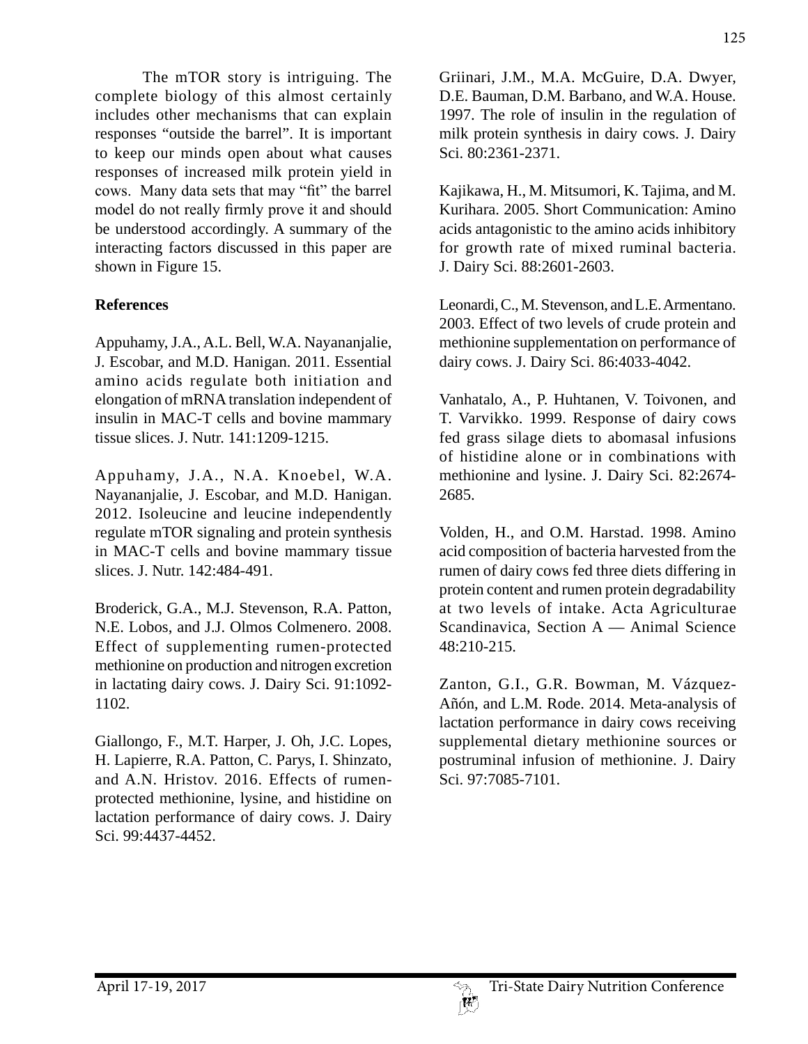The mTOR story is intriguing. The complete biology of this almost certainly includes other mechanisms that can explain responses "outside the barrel". It is important to keep our minds open about what causes responses of increased milk protein yield in cows. Many data sets that may "fit" the barrel model do not really firmly prove it and should be understood accordingly. A summary of the interacting factors discussed in this paper are shown in Figure 15.

## References

Appuhamy, J.A., A.L. Bell, W.A. Nayananjalie, J. Escobar, and M.D. Hanigan. 2011. Essential amino acids regulate both initiation and elongation of mRNA translation independent of insulin in MAC-T cells and bovine mammary tissue slices. J. Nutr. 141:1209-1215.

Appuhamy, J.A., N.A. Knoebel, W.A. Nayananjalie, J. Escobar, and M.D. Hanigan. 2012. Isoleucine and leucine independently regulate mTOR signaling and protein synthesis in MAC-T cells and bovine mammary tissue slices. J. Nutr. 142:484-491.

Broderick, G.A., M.J. Stevenson, R.A. Patton, N.E. Lobos, and J.J. Olmos Colmenero. 2008. Effect of supplementing rumen-protected methionine on production and nitrogen excretion in lactating dairy cows. J. Dairy Sci. 91:1092-1102.

Giallongo, F., M.T. Harper, J. Oh, J.C. Lopes, H. Lapierre, R.A. Patton, C. Parys, I. Shinzato, and A.N. Hristov. 2016. Effects of rumen-protected methionine, lysine, and histidine on lactation performance of dairy cows. J. Dairy Sci. 99:4437-4452.

Griinari, J.M., M.A. McGuire, D.A. Dwyer, D.E. Bauman, D.M. Barbano, and W.A. House. 1997. The role of insulin in the regulation of milk protein synthesis in dairy cows. J. Dairy Sci. 80:2361-2371.

Kajikawa, H., M. Mitsumori, K. Tajima, and M. Kurihara. 2005. Short Communication: Amino acids antagonistic to the amino acids inhibitory for growth rate of mixed ruminal bacteria. J. Dairy Sci. 88:2601-2603.

Leonardi, C., M. Stevenson, and L.E. Armentano. 2003. Effect of two levels of crude protein and methionine supplementation on performance of dairy cows. J. Dairy Sci. 86:4033-4042.

Vanhatalo, A., P. Huhtanen, V. Toivonen, and T. Varvikko. 1999. Response of dairy cows fed grass silage diets to abomasal infusions of histidine alone or in combinations with methionine and lysine. J. Dairy Sci. 82:2674-2685.

Volden, H., and O.M. Harstad. 1998. Amino acid composition of bacteria harvested from the rumen of dairy cows fed three diets differing in protein content and rumen protein degradability at two levels of intake. Acta Agriculturae Scandinavica, Section A — Animal Science 48:210-215.

Zanton, G.I., G.R. Bowman, M. Vázquez-Añón, and L.M. Rode. 2014. Meta-analysis of lactation performance in dairy cows receiving supplemental dietary methionine sources or postruminal infusion of methionine. J. Dairy Sci. 97:7085-7101.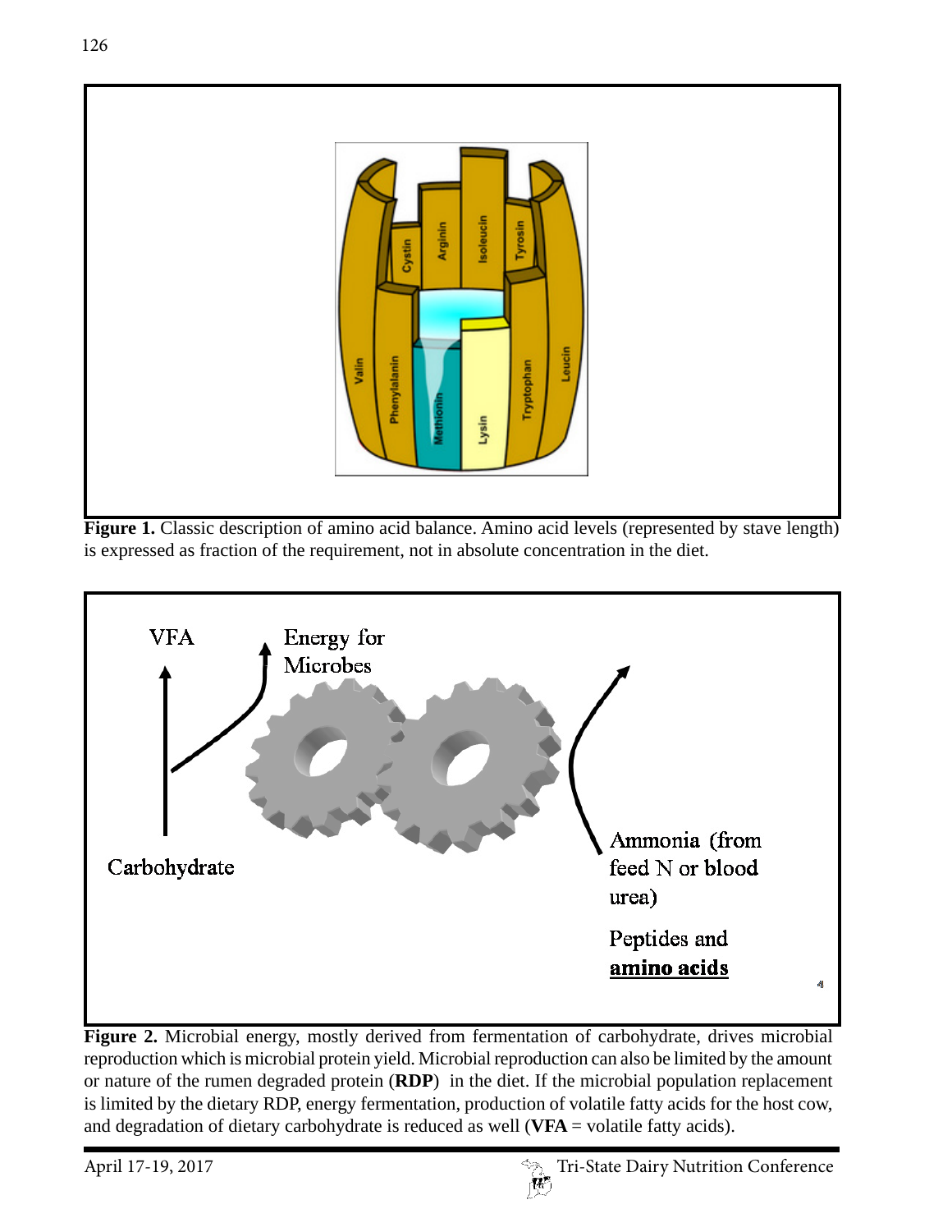**Figure 1.** Classic description of amino acid balance. Amino acid levels (represented by stave length) is expressed as fraction of the requirement, not in absolute concentration in the diet.

**Figure 2.** Microbial energy, mostly derived from fermentation of carbohydrate, drives microbial reproduction which is microbial protein yield. Microbial reproduction can also be limited by the amount or nature of the rumen degraded protein (**RDP**) in the diet. If the microbial population replacement is limited by the dietary RDP, energy fermentation, production of volatile fatty acids for the host cow, and degradation of dietary carbohydrate is reduced as well (**VFA** = volatile fatty acids).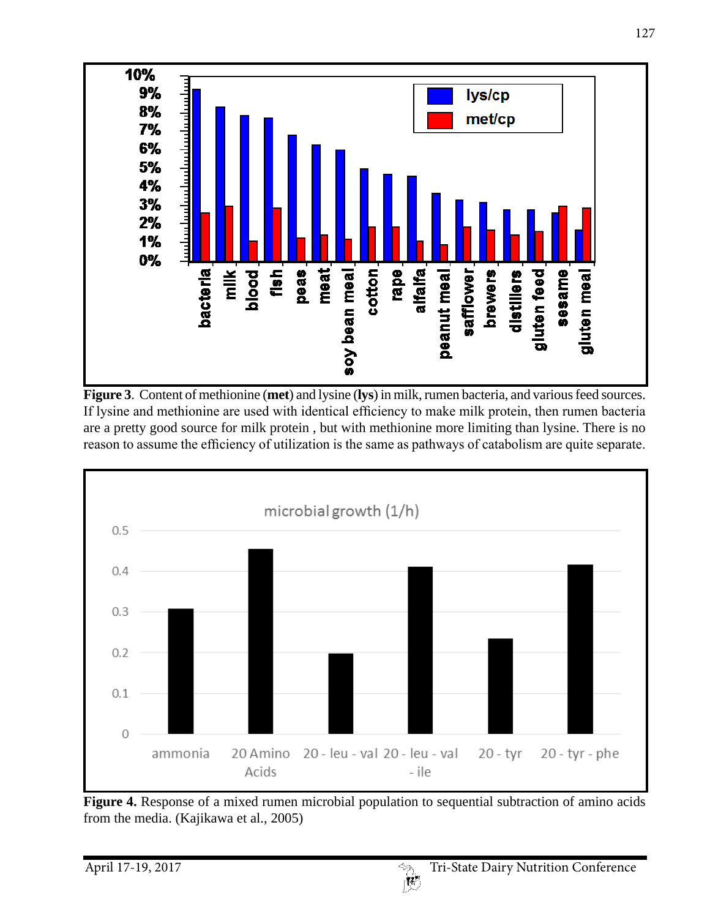**Figure 3**. Content of methionine (**met**) and lysine (**lys**) in milk, rumen bacteria, and various feed sources. If lysine and methionine are used with identical efficiency to make milk protein, then rumen bacteria are a pretty good source for milk protein , but with methionine more limiting than lysine. There is no reason to assume the efficiency of utilization is the same as pathways of catabolism are quite separate.

**Figure 4.** Response of a mixed rumen microbial population to sequential subtraction of amino acids from the media. (Kajikawa et al., 2005)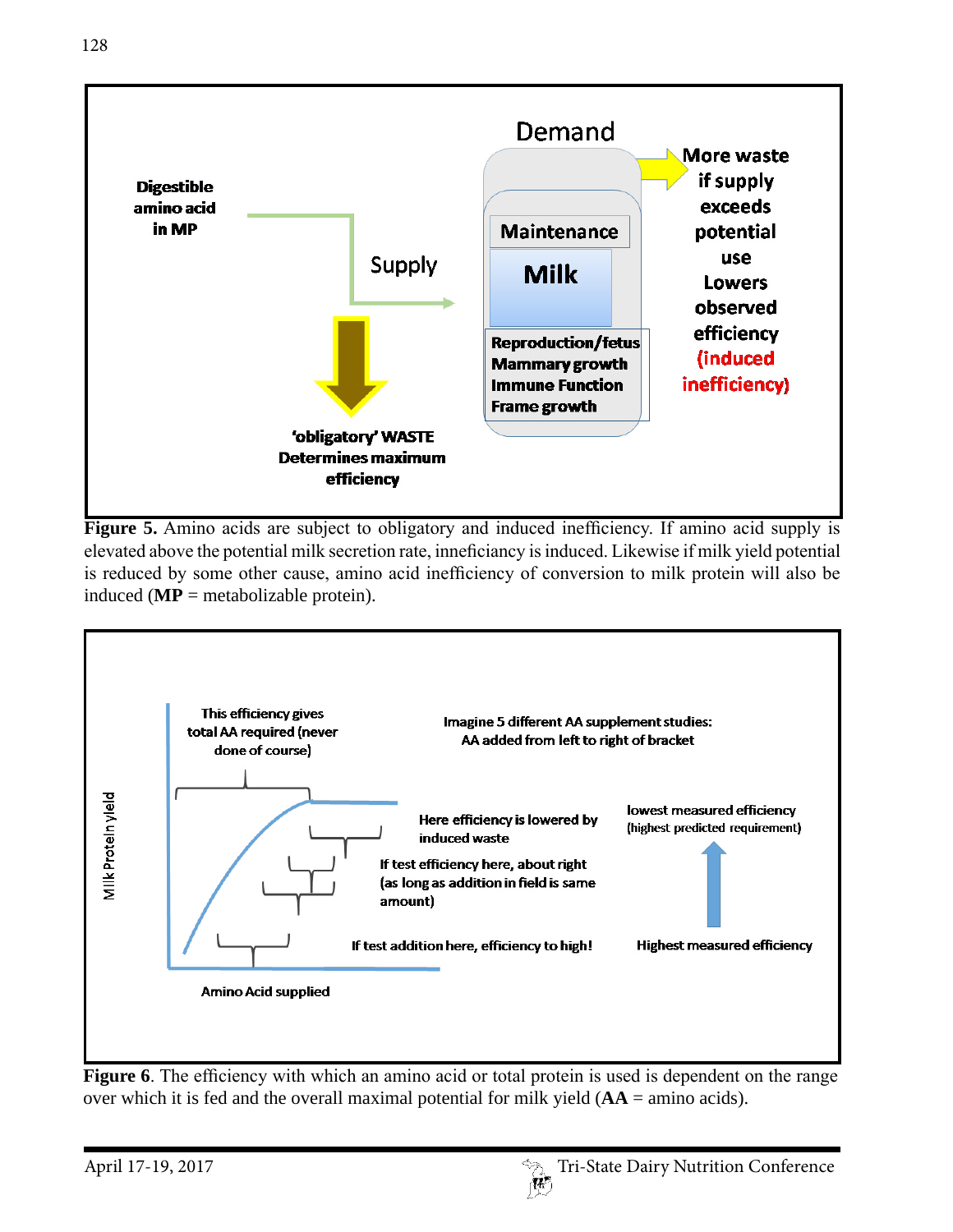Demand

Digestible amino acid in MP

Supply

Maintenance

Milk

Reproduction/fetus
Mammary growth
Immune Function
Frame growth

More waste if supply exceeds potential use Lowers observed efficiency (induced inefficiency)

'obligatory' WASTE Determines maximum efficiency

**Figure 5.** Amino acids are subject to obligatory and induced inefficiency. If amino acid supply is elevated above the potential milk secretion rate, inneficiancy is induced. Likewise if milk yield potential is reduced by some other cause, amino acid inefficiency of conversion to milk protein will also be induced (**MP** = metabolizable protein).

This efficiency gives total AA required (never done of course)

Imagine 5 different AA supplement studies: AA added from left to right of bracket

Here efficiency is lowered by induced waste

lowest measured efficiency (highest predicted requirement)

If test efficiency here, about right (as long as addition in field is same amount)

If test addition here, efficiency to high!

Highest measured efficiency

Milk Protein yield

Amino Acid supplied

**Figure 6**. The efficiency with which an amino acid or total protein is used is dependent on the range over which it is fed and the overall maximal potential for milk yield (**AA** = amino acids).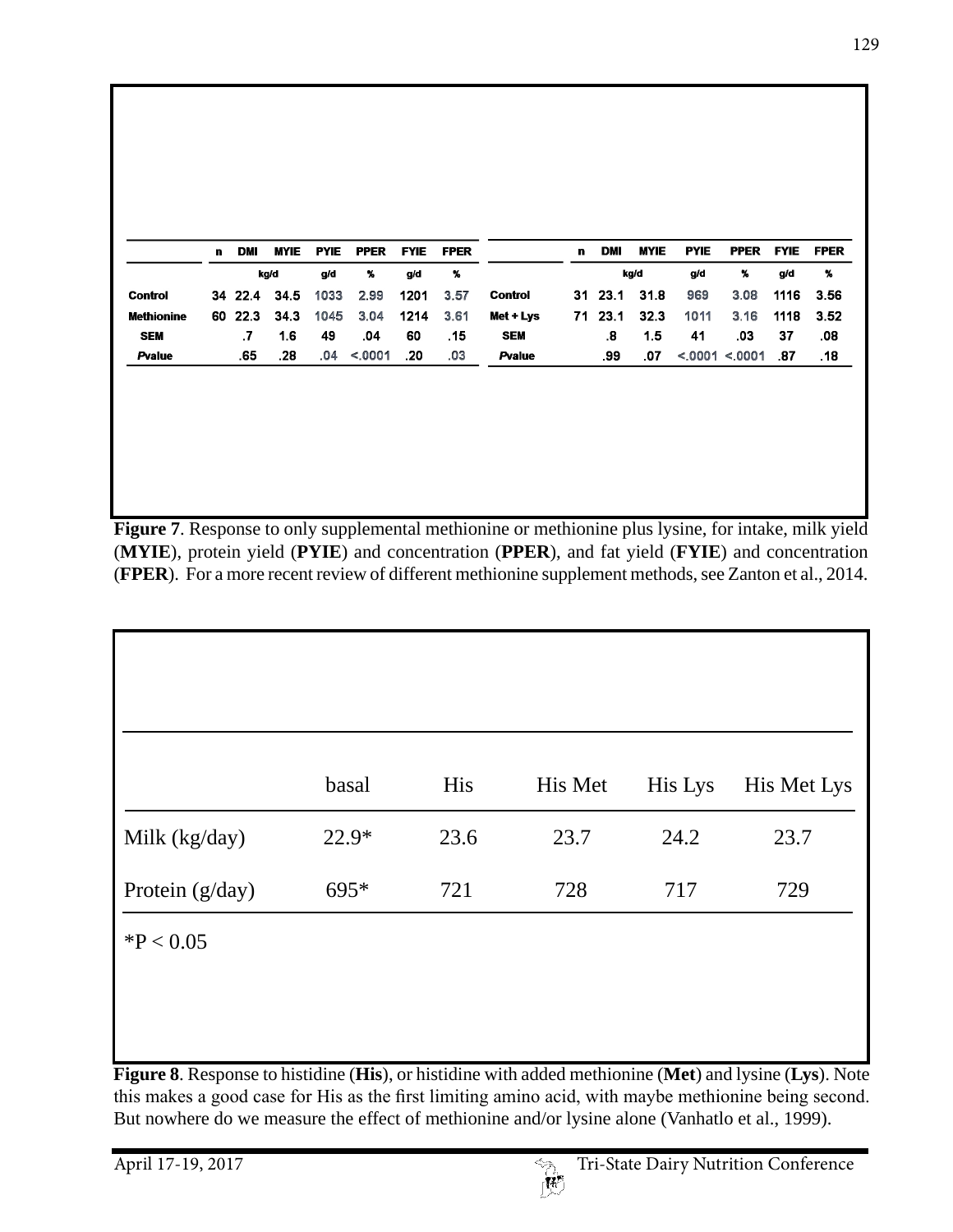| | n | DMI | MYIE | PYIE | PPER | FYIE | FPER |
|---|---|---|---|---|---|---|---|
| | | kg/d | | g/d | % | g/d | % |
| Control | 34 | 22.4 | 34.5 | 1033 | 2.99 | 1201 | 3.57 |
| Methionine | 60 | 22.3 | 34.3 | 1045 | 3.04 | 1214 | 3.61 |
| SEM | | .7 | 1.6 | 49 | .04 | 60 | .15 |
| *P*value | | .65 | .28 | .04 | <.0001 | .20 | .03 |

| | n | DMI | MYIE | PYIE | PPER | FYIE | FPER |
|---|---|---|---|---|---|---|---|
| | | kg/d | | g/d | % | g/d | % |
| Control | 31 | 23.1 | 31.8 | 969 | 3.08 | 1116 | 3.56 |
| Met + Lys | 71 | 23.1 | 32.3 | 1011 | 3.16 | 1118 | 3.52 |
| SEM | | .8 | 1.5 | 41 | .03 | 37 | .08 |
| *P*value | | .99 | .07 | <.0001 | <.0001 | .87 | .18 |

**Figure 7**. Response to only supplemental methionine or methionine plus lysine, for intake, milk yield (**MYIE**), protein yield (**PYIE**) and concentration (**PPER**), and fat yield (**FYIE**) and concentration (**FPER**). For a more recent review of different methionine supplement methods, see Zanton et al., 2014.

| | basal | His | His Met | His Lys | His Met Lys |
|---|---|---|---|---|---|
| Milk (kg/day) | 22.9* | 23.6 | 23.7 | 24.2 | 23.7 |
| Protein (g/day) | 695* | 721 | 728 | 717 | 729 |

*P < 0.05

**Figure 8**. Response to histidine (**His**), or histidine with added methionine (**Met**) and lysine (**Lys**). Note this makes a good case for His as the first limiting amino acid, with maybe methionine being second. But nowhere do we measure the effect of methionine and/or lysine alone (Vanhatlo et al., 1999).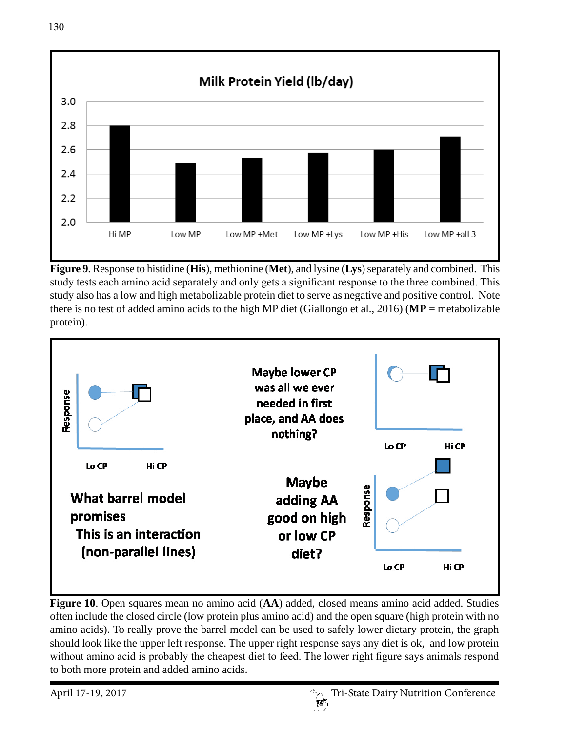**Figure 9**. Response to histidine (**His**), methionine (**Met**), and lysine (**Lys**) separately and combined. This study tests each amino acid separately and only gets a significant response to the three combined. This study also has a low and high metabolizable protein diet to serve as negative and positive control. Note there is no test of added amino acids to the high MP diet (Giallongo et al., 2016) (**MP** = metabolizable protein).

**Figure 10**. Open squares mean no amino acid (**AA**) added, closed means amino acid added. Studies often include the closed circle (low protein plus amino acid) and the open square (high protein with no amino acids). To really prove the barrel model can be used to safely lower dietary protein, the graph should look like the upper left response. The upper right response says any diet is ok, and low protein without amino acid is probably the cheapest diet to feed. The lower right figure says animals respond to both more protein and added amino acids.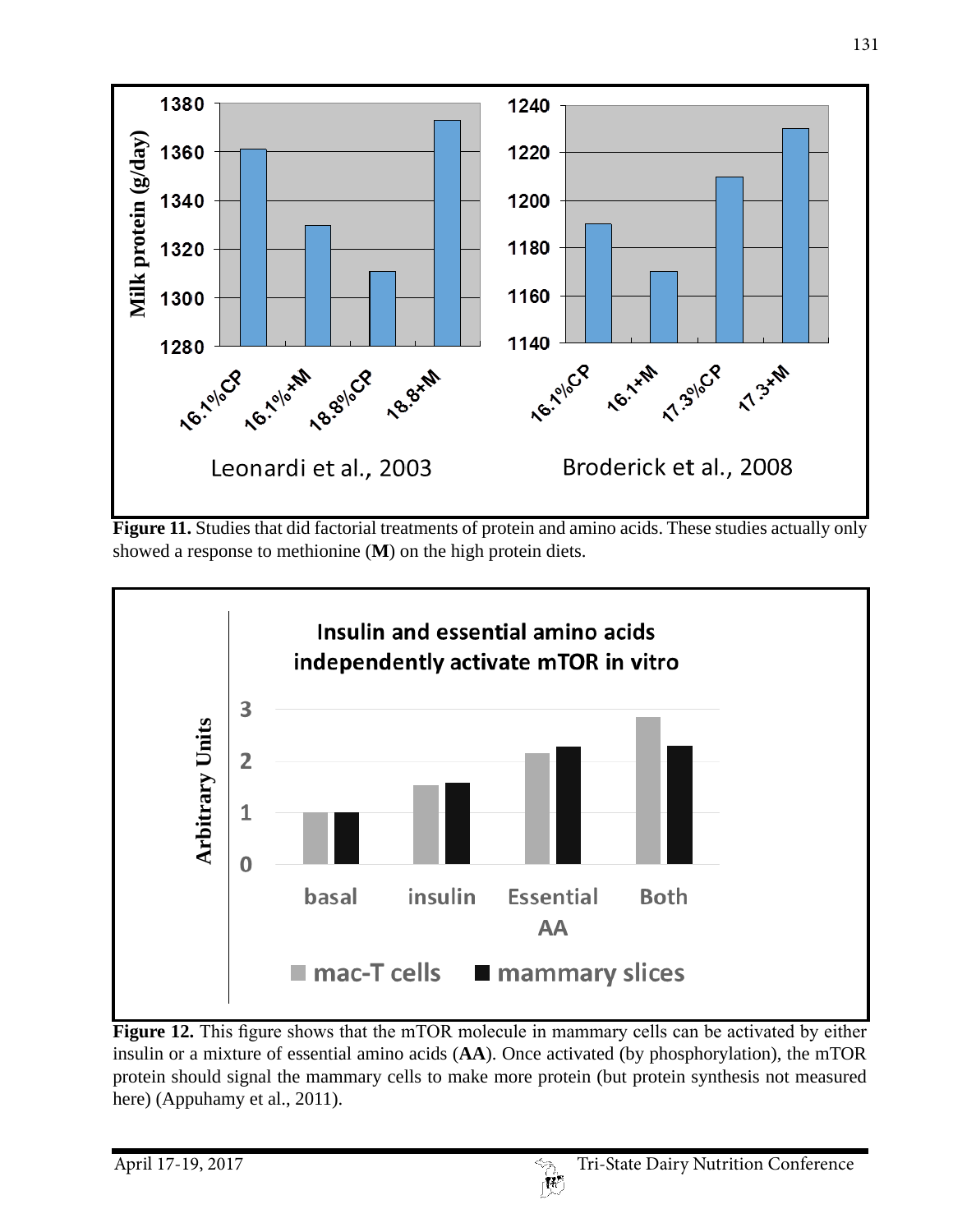**Figure 11.** Studies that did factorial treatments of protein and amino acids. These studies actually only showed a response to methionine (**M**) on the high protein diets.

**Figure 12.** This figure shows that the mTOR molecule in mammary cells can be activated by either insulin or a mixture of essential amino acids (**AA**). Once activated (by phosphorylation), the mTOR protein should signal the mammary cells to make more protein (but protein synthesis not measured here) (Appuhamy et al., 2011).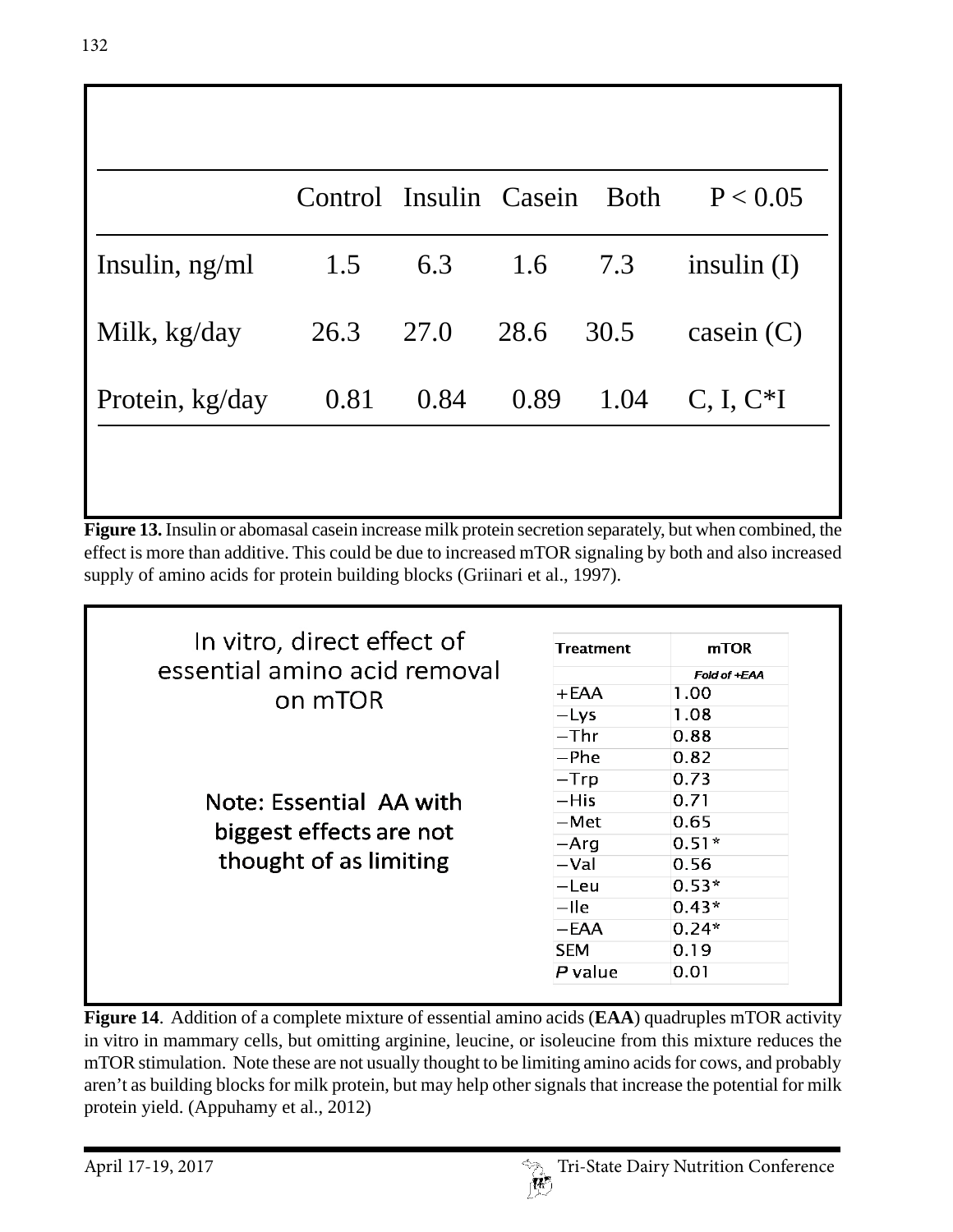| | Control | Insulin | Casein | Both | P < 0.05 |
|---|---|---|---|---|---|
| Insulin, ng/ml | 1.5 | 6.3 | 1.6 | 7.3 | insulin (I) |
| Milk, kg/day | 26.3 | 27.0 | 28.6 | 30.5 | casein (C) |
| Protein, kg/day | 0.81 | 0.84 | 0.89 | 1.04 | C, I, C*I |

**Figure 13.** Insulin or abomasal casein increase milk protein secretion separately, but when combined, the effect is more than additive. This could be due to increased mTOR signaling by both and also increased supply of amino acids for protein building blocks (Griinari et al., 1997).

In vitro, direct effect of essential amino acid removal on mTOR

Note: Essential AA with biggest effects are not thought of as limiting

| Treatment | mTOR |
|---|---|
| | *Fold of +EAA* |
| +EAA | 1.00 |
| −Lys | 1.08 |
| −Thr | 0.88 |
| −Phe | 0.82 |
| −Trp | 0.73 |
| −His | 0.71 |
| −Met | 0.65 |
| −Arg | 0.51* |
| −Val | 0.56 |
| −Leu | 0.53* |
| −Ile | 0.43* |
| −EAA | 0.24* |
| SEM | 0.19 |
| *P* value | 0.01 |

**Figure 14**. Addition of a complete mixture of essential amino acids (**EAA**) quadruples mTOR activity in vitro in mammary cells, but omitting arginine, leucine, or isoleucine from this mixture reduces the mTOR stimulation. Note these are not usually thought to be limiting amino acids for cows, and probably aren't as building blocks for milk protein, but may help other signals that increase the potential for milk protein yield. (Appuhamy et al., 2012)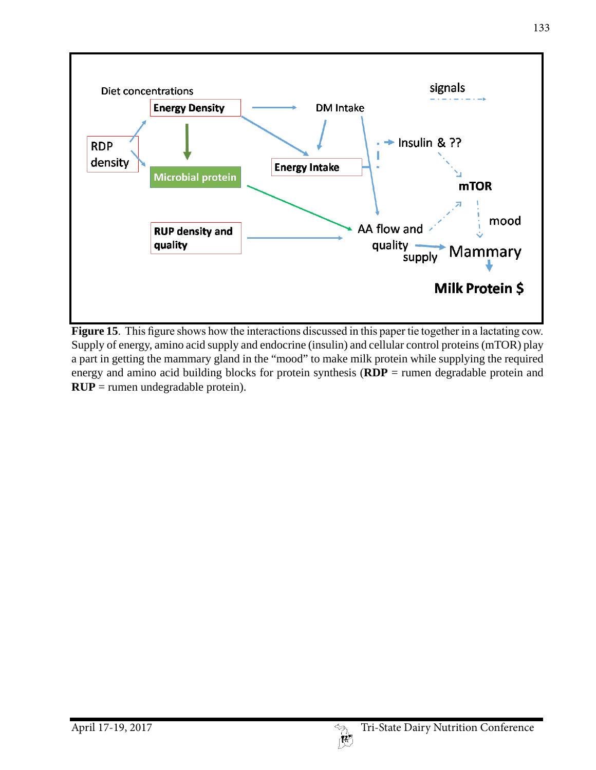Diet concentrations

Energy Density

DM Intake

RDP density

Microbial protein

Energy Intake

signals

Insulin & ??

mTOR

mood

RUP density and quality

AA flow and quality supply

Mammary

Milk Protein $

**Figure 15**. This figure shows how the interactions discussed in this paper tie together in a lactating cow. Supply of energy, amino acid supply and endocrine (insulin) and cellular control proteins (mTOR) play a part in getting the mammary gland in the "mood" to make milk protein while supplying the required energy and amino acid building blocks for protein synthesis (**RDP** = rumen degradable protein and **RUP** = rumen undegradable protein).